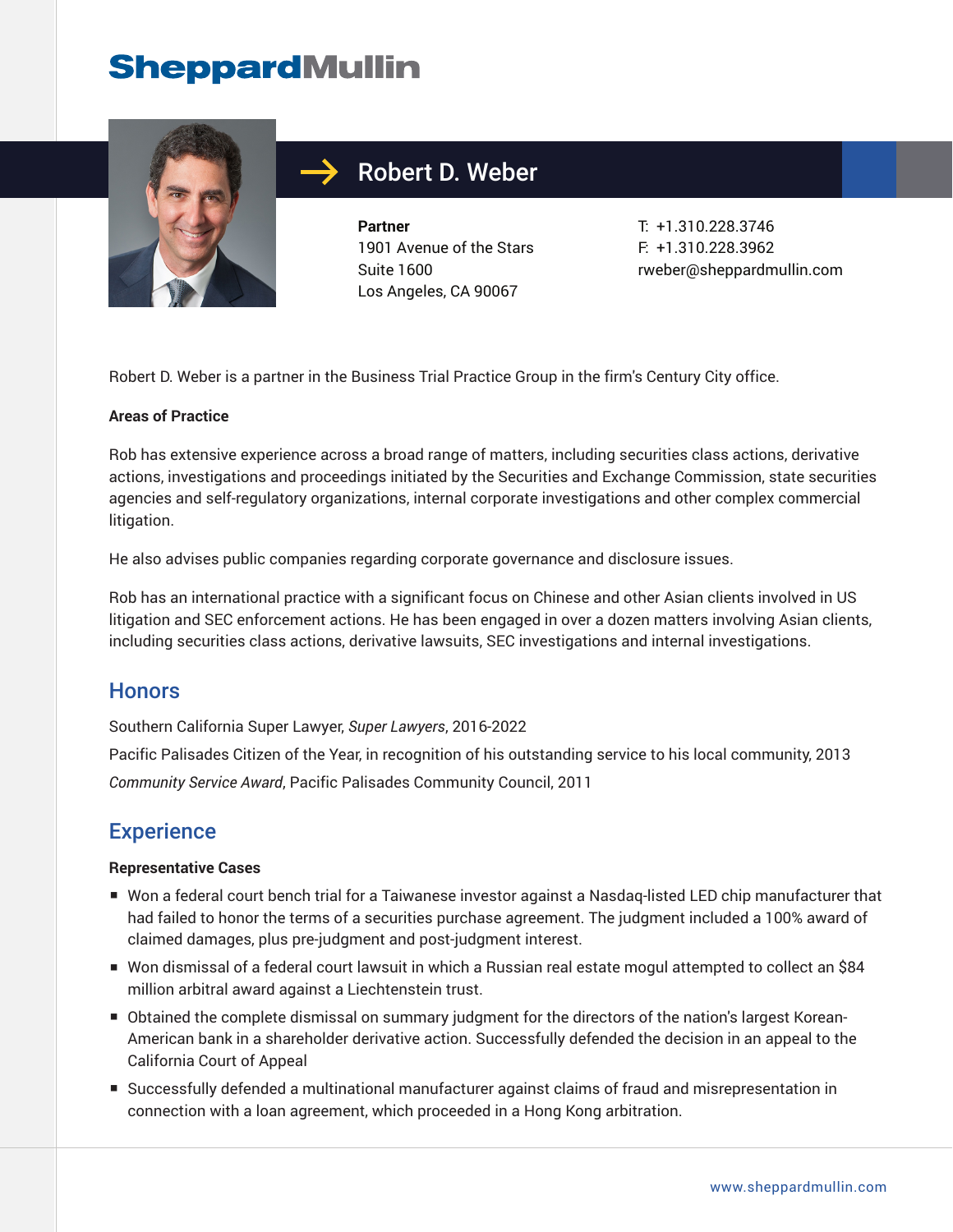SheppardMullin

# Robert D. Weber

**Partner**
1901 Avenue of the Stars
Suite 1600
Los Angeles, CA 90067

T: +1.310.228.3746
F: +1.310.228.3962
rweber@sheppardmullin.com

Robert D. Weber is a partner in the Business Trial Practice Group in the firm's Century City office.

**Areas of Practice**

Rob has extensive experience across a broad range of matters, including securities class actions, derivative actions, investigations and proceedings initiated by the Securities and Exchange Commission, state securities agencies and self-regulatory organizations, internal corporate investigations and other complex commercial litigation.

He also advises public companies regarding corporate governance and disclosure issues.

Rob has an international practice with a significant focus on Chinese and other Asian clients involved in US litigation and SEC enforcement actions. He has been engaged in over a dozen matters involving Asian clients, including securities class actions, derivative lawsuits, SEC investigations and internal investigations.

## Honors

Southern California Super Lawyer, *Super Lawyers*, 2016-2022

Pacific Palisades Citizen of the Year, in recognition of his outstanding service to his local community, 2013

*Community Service Award*, Pacific Palisades Community Council, 2011

## Experience

**Representative Cases**

- Won a federal court bench trial for a Taiwanese investor against a Nasdaq-listed LED chip manufacturer that had failed to honor the terms of a securities purchase agreement. The judgment included a 100% award of claimed damages, plus pre-judgment and post-judgment interest.
- Won dismissal of a federal court lawsuit in which a Russian real estate mogul attempted to collect an $84 million arbitral award against a Liechtenstein trust.
- Obtained the complete dismissal on summary judgment for the directors of the nation's largest Korean-American bank in a shareholder derivative action. Successfully defended the decision in an appeal to the California Court of Appeal
- Successfully defended a multinational manufacturer against claims of fraud and misrepresentation in connection with a loan agreement, which proceeded in a Hong Kong arbitration.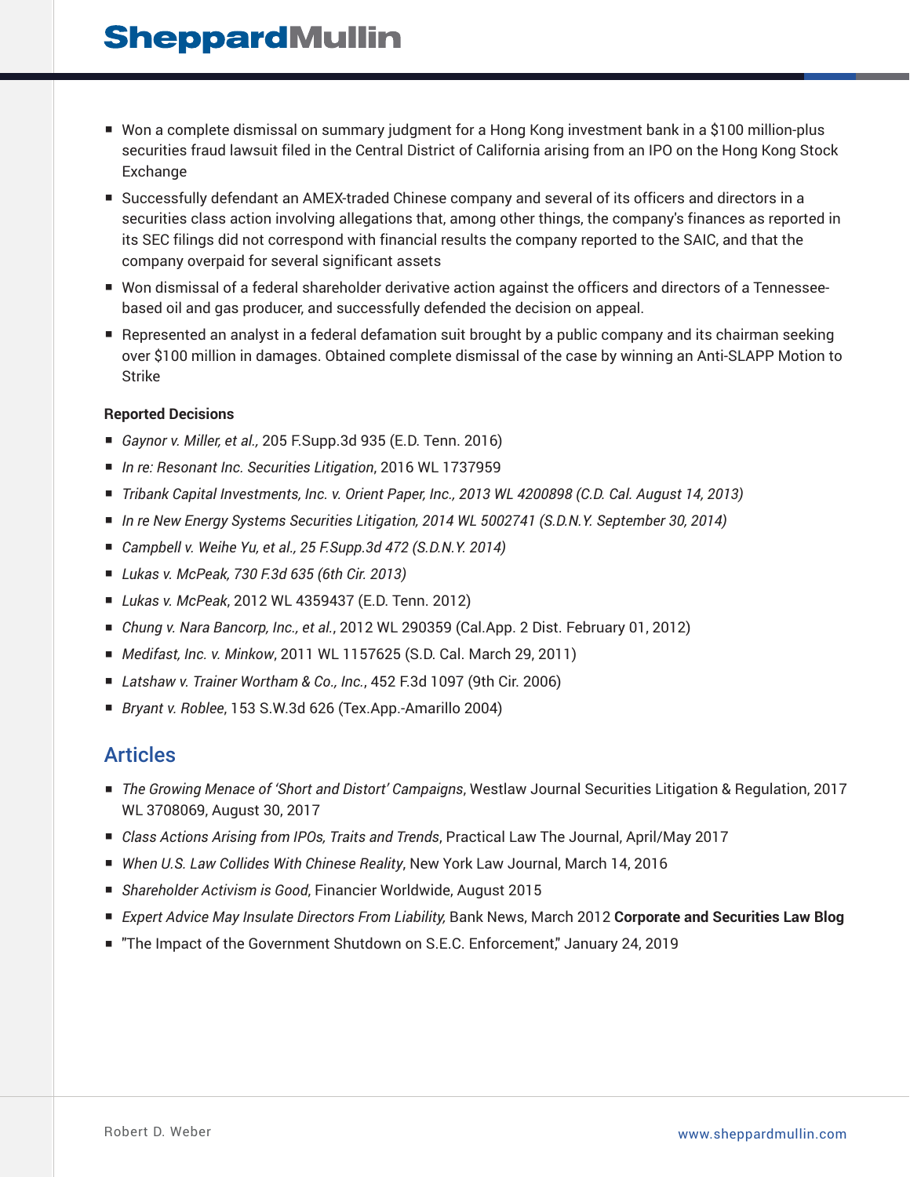- Won a complete dismissal on summary judgment for a Hong Kong investment bank in a $100 million-plus securities fraud lawsuit filed in the Central District of California arising from an IPO on the Hong Kong Stock Exchange
- Successfully defendant an AMEX-traded Chinese company and several of its officers and directors in a securities class action involving allegations that, among other things, the company's finances as reported in its SEC filings did not correspond with financial results the company reported to the SAIC, and that the company overpaid for several significant assets
- Won dismissal of a federal shareholder derivative action against the officers and directors of a Tennessee-based oil and gas producer, and successfully defended the decision on appeal.
- Represented an analyst in a federal defamation suit brought by a public company and its chairman seeking over $100 million in damages. Obtained complete dismissal of the case by winning an Anti-SLAPP Motion to Strike

**Reported Decisions**

- *Gaynor v. Miller, et al.,* 205 F.Supp.3d 935 (E.D. Tenn. 2016)
- *In re: Resonant Inc. Securities Litigation*, 2016 WL 1737959
- *Tribank Capital Investments, Inc. v. Orient Paper, Inc., 2013 WL 4200898 (C.D. Cal. August 14, 2013)*
- *In re New Energy Systems Securities Litigation, 2014 WL 5002741 (S.D.N.Y. September 30, 2014)*
- *Campbell v. Weihe Yu, et al., 25 F.Supp.3d 472 (S.D.N.Y. 2014)*
- *Lukas v. McPeak, 730 F.3d 635 (6th Cir. 2013)*
- *Lukas v. McPeak*, 2012 WL 4359437 (E.D. Tenn. 2012)
- *Chung v. Nara Bancorp, Inc., et al.*, 2012 WL 290359 (Cal.App. 2 Dist. February 01, 2012)
- *Medifast, Inc. v. Minkow*, 2011 WL 1157625 (S.D. Cal. March 29, 2011)
- *Latshaw v. Trainer Wortham & Co., Inc.*, 452 F.3d 1097 (9th Cir. 2006)
- *Bryant v. Roblee*, 153 S.W.3d 626 (Tex.App.-Amarillo 2004)

## Articles

- *The Growing Menace of 'Short and Distort' Campaigns*, Westlaw Journal Securities Litigation & Regulation, 2017 WL 3708069, August 30, 2017
- *Class Actions Arising from IPOs, Traits and Trends*, Practical Law The Journal, April/May 2017
- *When U.S. Law Collides With Chinese Reality*, New York Law Journal, March 14, 2016
- *Shareholder Activism is Good*, Financier Worldwide, August 2015
- *Expert Advice May Insulate Directors From Liability,* Bank News, March 2012 **Corporate and Securities Law Blog**
- "The Impact of the Government Shutdown on S.E.C. Enforcement," January 24, 2019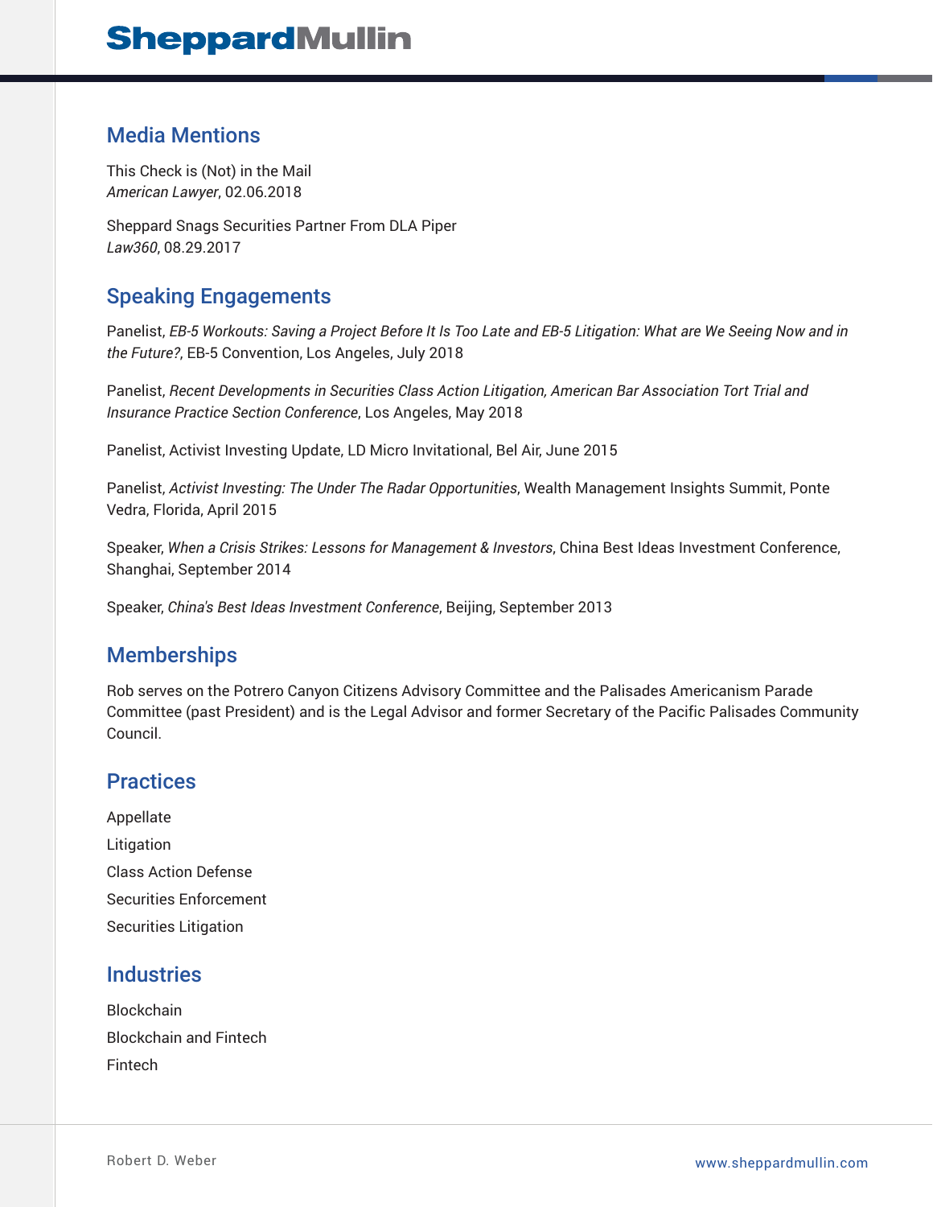## Media Mentions

This Check is (Not) in the Mail
*American Lawyer*, 02.06.2018

Sheppard Snags Securities Partner From DLA Piper
*Law360*, 08.29.2017

## Speaking Engagements

Panelist, *EB-5 Workouts: Saving a Project Before It Is Too Late and EB-5 Litigation: What are We Seeing Now and in the Future?*, EB-5 Convention, Los Angeles, July 2018

Panelist, *Recent Developments in Securities Class Action Litigation, American Bar Association Tort Trial and Insurance Practice Section Conference*, Los Angeles, May 2018

Panelist, Activist Investing Update, LD Micro Invitational, Bel Air, June 2015

Panelist, *Activist Investing: The Under The Radar Opportunities*, Wealth Management Insights Summit, Ponte Vedra, Florida, April 2015

Speaker, *When a Crisis Strikes: Lessons for Management & Investors*, China Best Ideas Investment Conference, Shanghai, September 2014

Speaker, *China's Best Ideas Investment Conference*, Beijing, September 2013

## Memberships

Rob serves on the Potrero Canyon Citizens Advisory Committee and the Palisades Americanism Parade Committee (past President) and is the Legal Advisor and former Secretary of the Pacific Palisades Community Council.

## Practices

Appellate

Litigation

Class Action Defense

Securities Enforcement

Securities Litigation

## Industries

Blockchain

Blockchain and Fintech

Fintech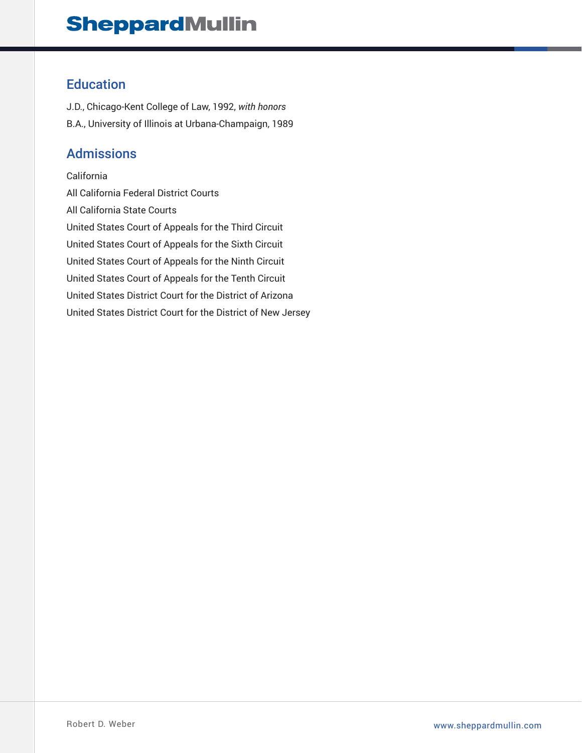## Education

J.D., Chicago-Kent College of Law, 1992, *with honors*

B.A., University of Illinois at Urbana-Champaign, 1989

## Admissions

California

All California Federal District Courts

All California State Courts

United States Court of Appeals for the Third Circuit

United States Court of Appeals for the Sixth Circuit

United States Court of Appeals for the Ninth Circuit

United States Court of Appeals for the Tenth Circuit

United States District Court for the District of Arizona

United States District Court for the District of New Jersey